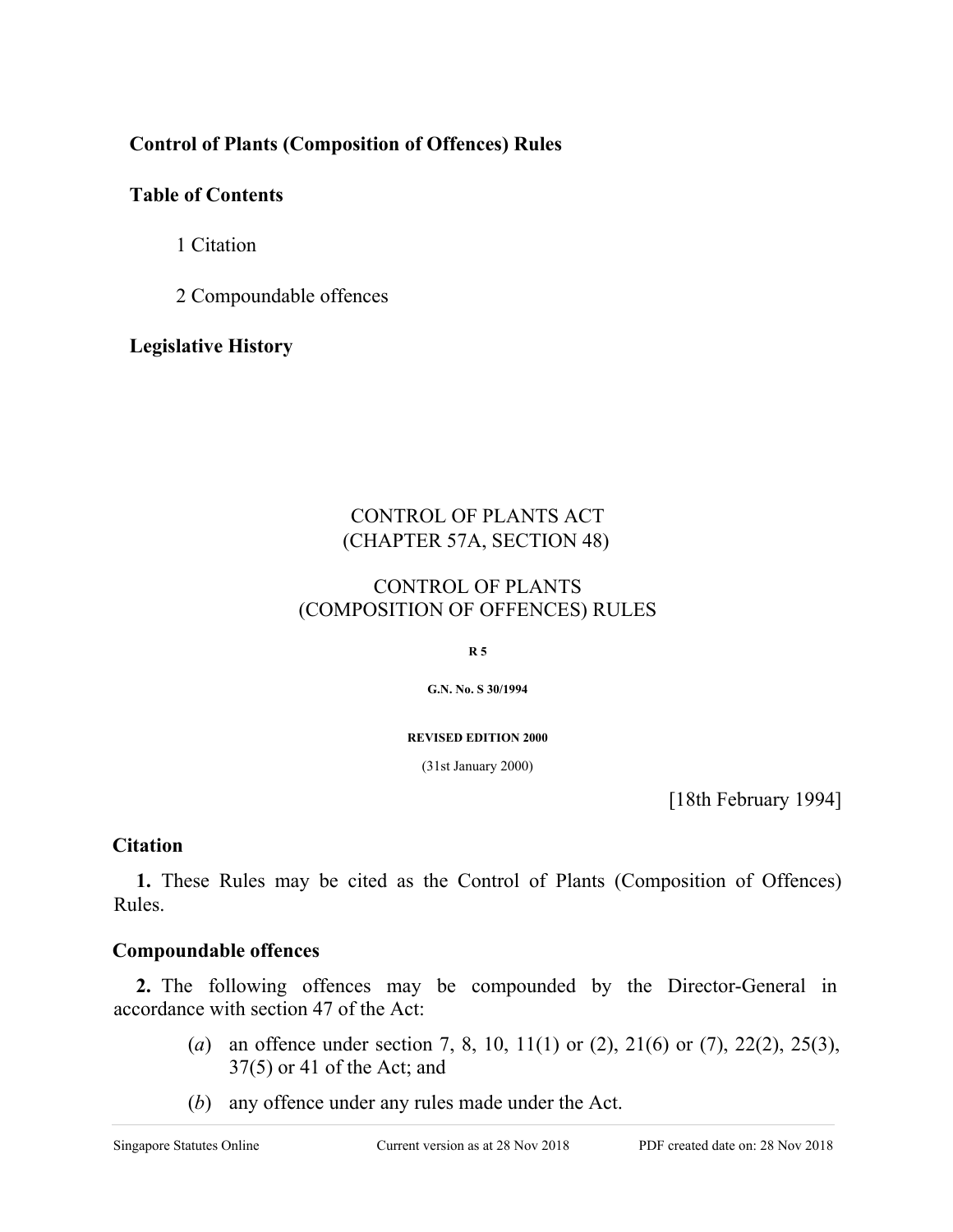**Control of Plants (Composition of Offences) Rules**

**Table of Contents**

1 Citation

2 Compoundable offences

**Legislative History**

CONTROL OF PLANTS ACT
(CHAPTER 57A, SECTION 48)

CONTROL OF PLANTS
(COMPOSITION OF OFFENCES) RULES

**R 5**

**G.N. No. S 30/1994**

**REVISED EDITION 2000**

(31st January 2000)

[18th February 1994]

## Citation

**1.** These Rules may be cited as the Control of Plants (Composition of Offences) Rules.

## Compoundable offences

**2.** The following offences may be compounded by the Director-General in accordance with section 47 of the Act:

(*a*) an offence under section 7, 8, 10, 11(1) or (2), 21(6) or (7), 22(2), 25(3), 37(5) or 41 of the Act; and

(*b*) any offence under any rules made under the Act.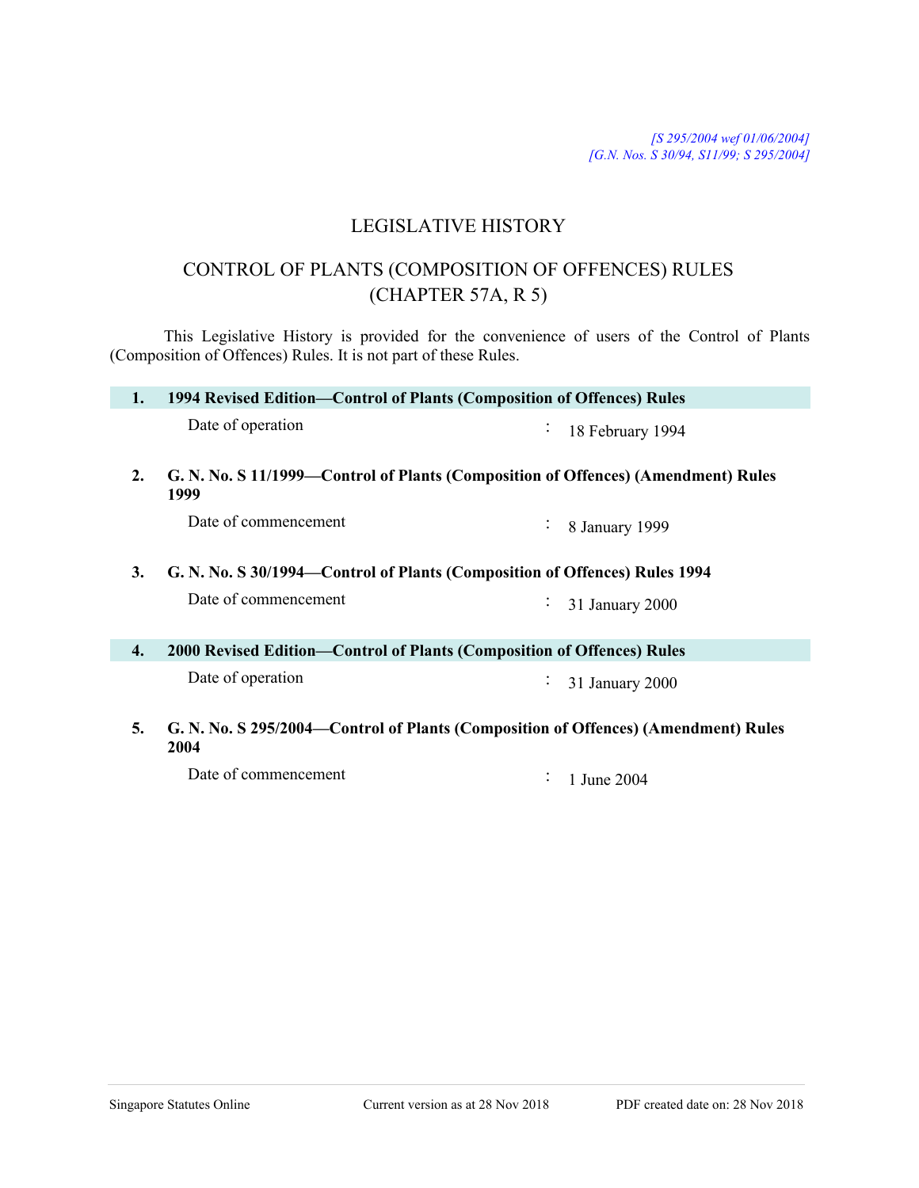*[S 295/2004 wef 01/06/2004]*
*[G.N. Nos. S 30/94, S11/99; S 295/2004]*

# LEGISLATIVE HISTORY

## CONTROL OF PLANTS (COMPOSITION OF OFFENCES) RULES (CHAPTER 57A, R 5)

This Legislative History is provided for the convenience of users of the Control of Plants (Composition of Offences) Rules. It is not part of these Rules.

**1. 1994 Revised Edition—Control of Plants (Composition of Offences) Rules**

Date of operation : 18 February 1994

**2. G. N. No. S 11/1999—Control of Plants (Composition of Offences) (Amendment) Rules 1999**

Date of commencement : 8 January 1999

**3. G. N. No. S 30/1994—Control of Plants (Composition of Offences) Rules 1994**

Date of commencement : 31 January 2000

**4. 2000 Revised Edition—Control of Plants (Composition of Offences) Rules**

Date of operation : 31 January 2000

**5. G. N. No. S 295/2004—Control of Plants (Composition of Offences) (Amendment) Rules 2004**

Date of commencement : 1 June 2004